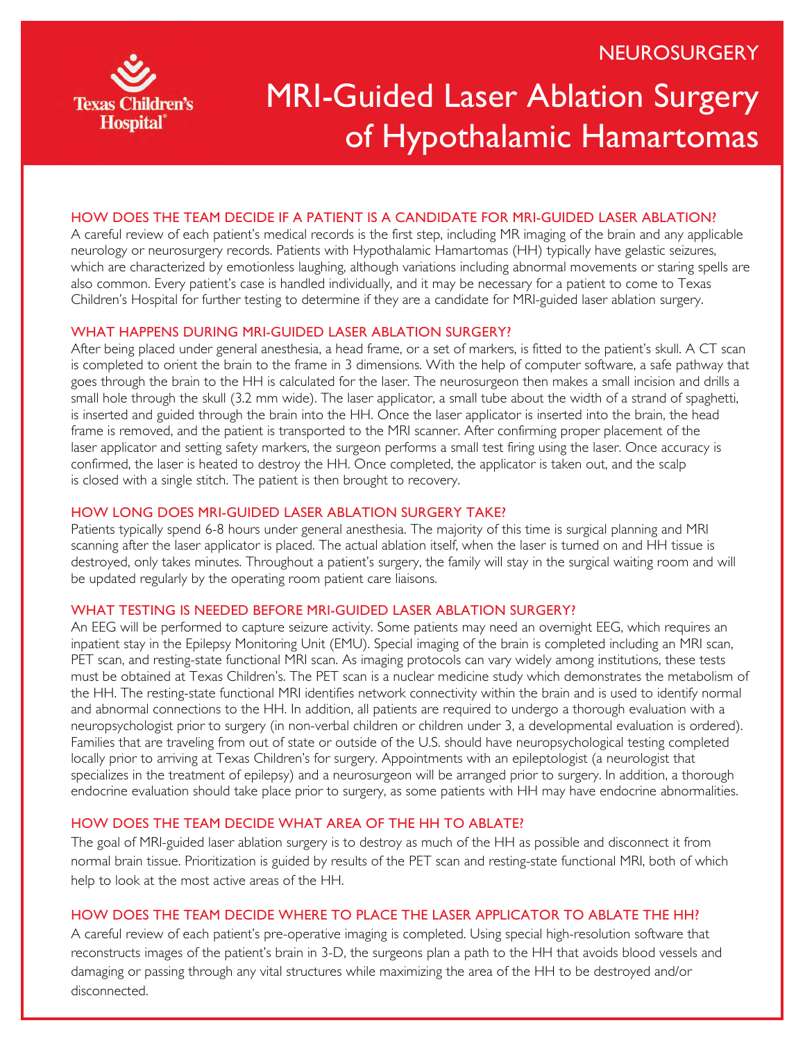Texas Children's Hospital®

NEUROSURGERY

# MRI-Guided Laser Ablation Surgery of Hypothalamic Hamartomas

## HOW DOES THE TEAM DECIDE IF A PATIENT IS A CANDIDATE FOR MRI-GUIDED LASER ABLATION?

A careful review of each patient's medical records is the first step, including MR imaging of the brain and any applicable neurology or neurosurgery records. Patients with Hypothalamic Hamartomas (HH) typically have gelastic seizures, which are characterized by emotionless laughing, although variations including abnormal movements or staring spells are also common. Every patient's case is handled individually, and it may be necessary for a patient to come to Texas Children's Hospital for further testing to determine if they are a candidate for MRI-guided laser ablation surgery.

## WHAT HAPPENS DURING MRI-GUIDED LASER ABLATION SURGERY?

After being placed under general anesthesia, a head frame, or a set of markers, is fitted to the patient's skull. A CT scan is completed to orient the brain to the frame in 3 dimensions. With the help of computer software, a safe pathway that goes through the brain to the HH is calculated for the laser. The neurosurgeon then makes a small incision and drills a small hole through the skull (3.2 mm wide). The laser applicator, a small tube about the width of a strand of spaghetti, is inserted and guided through the brain into the HH. Once the laser applicator is inserted into the brain, the head frame is removed, and the patient is transported to the MRI scanner. After confirming proper placement of the laser applicator and setting safety markers, the surgeon performs a small test firing using the laser. Once accuracy is confirmed, the laser is heated to destroy the HH. Once completed, the applicator is taken out, and the scalp is closed with a single stitch. The patient is then brought to recovery.

## HOW LONG DOES MRI-GUIDED LASER ABLATION SURGERY TAKE?

Patients typically spend 6-8 hours under general anesthesia. The majority of this time is surgical planning and MRI scanning after the laser applicator is placed. The actual ablation itself, when the laser is turned on and HH tissue is destroyed, only takes minutes. Throughout a patient's surgery, the family will stay in the surgical waiting room and will be updated regularly by the operating room patient care liaisons.

## WHAT TESTING IS NEEDED BEFORE MRI-GUIDED LASER ABLATION SURGERY?

An EEG will be performed to capture seizure activity. Some patients may need an overnight EEG, which requires an inpatient stay in the Epilepsy Monitoring Unit (EMU). Special imaging of the brain is completed including an MRI scan, PET scan, and resting-state functional MRI scan. As imaging protocols can vary widely among institutions, these tests must be obtained at Texas Children's. The PET scan is a nuclear medicine study which demonstrates the metabolism of the HH. The resting-state functional MRI identifies network connectivity within the brain and is used to identify normal and abnormal connections to the HH. In addition, all patients are required to undergo a thorough evaluation with a neuropsychologist prior to surgery (in non-verbal children or children under 3, a developmental evaluation is ordered). Families that are traveling from out of state or outside of the U.S. should have neuropsychological testing completed locally prior to arriving at Texas Children's for surgery. Appointments with an epileptologist (a neurologist that specializes in the treatment of epilepsy) and a neurosurgeon will be arranged prior to surgery. In addition, a thorough endocrine evaluation should take place prior to surgery, as some patients with HH may have endocrine abnormalities.

## HOW DOES THE TEAM DECIDE WHAT AREA OF THE HH TO ABLATE?

The goal of MRI-guided laser ablation surgery is to destroy as much of the HH as possible and disconnect it from normal brain tissue. Prioritization is guided by results of the PET scan and resting-state functional MRI, both of which help to look at the most active areas of the HH.

## HOW DOES THE TEAM DECIDE WHERE TO PLACE THE LASER APPLICATOR TO ABLATE THE HH?

A careful review of each patient's pre-operative imaging is completed. Using special high-resolution software that reconstructs images of the patient's brain in 3-D, the surgeons plan a path to the HH that avoids blood vessels and damaging or passing through any vital structures while maximizing the area of the HH to be destroyed and/or disconnected.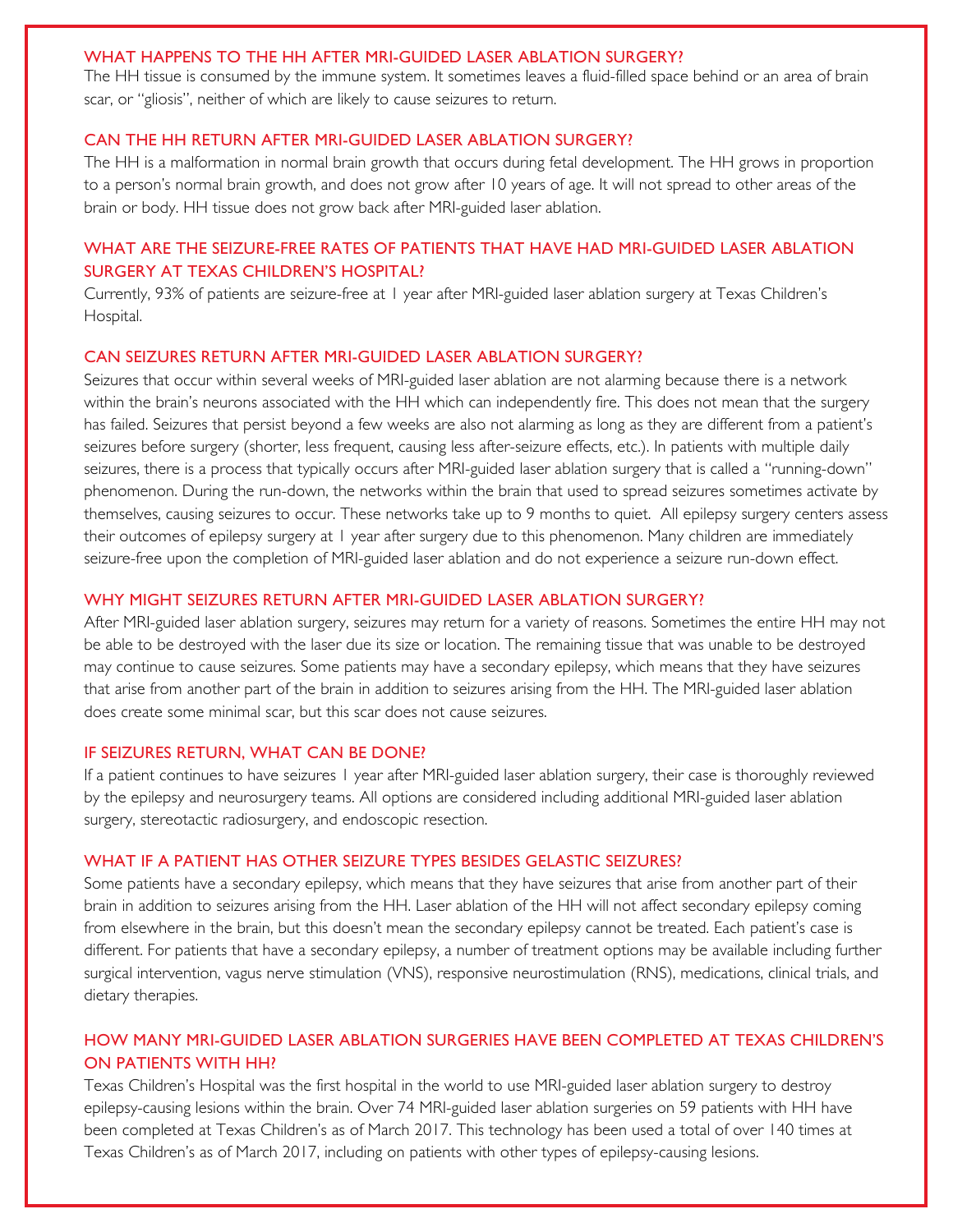## WHAT HAPPENS TO THE HH AFTER MRI-GUIDED LASER ABLATION SURGERY?

The HH tissue is consumed by the immune system. It sometimes leaves a fluid-filled space behind or an area of brain scar, or "gliosis", neither of which are likely to cause seizures to return.

## CAN THE HH RETURN AFTER MRI-GUIDED LASER ABLATION SURGERY?

The HH is a malformation in normal brain growth that occurs during fetal development. The HH grows in proportion to a person's normal brain growth, and does not grow after 10 years of age. It will not spread to other areas of the brain or body. HH tissue does not grow back after MRI-guided laser ablation.

## WHAT ARE THE SEIZURE-FREE RATES OF PATIENTS THAT HAVE HAD MRI-GUIDED LASER ABLATION SURGERY AT TEXAS CHILDREN'S HOSPITAL?

Currently, 93% of patients are seizure-free at 1 year after MRI-guided laser ablation surgery at Texas Children's Hospital.

## CAN SEIZURES RETURN AFTER MRI-GUIDED LASER ABLATION SURGERY?

Seizures that occur within several weeks of MRI-guided laser ablation are not alarming because there is a network within the brain's neurons associated with the HH which can independently fire. This does not mean that the surgery has failed. Seizures that persist beyond a few weeks are also not alarming as long as they are different from a patient's seizures before surgery (shorter, less frequent, causing less after-seizure effects, etc.). In patients with multiple daily seizures, there is a process that typically occurs after MRI-guided laser ablation surgery that is called a "running-down" phenomenon. During the run-down, the networks within the brain that used to spread seizures sometimes activate by themselves, causing seizures to occur. These networks take up to 9 months to quiet. All epilepsy surgery centers assess their outcomes of epilepsy surgery at 1 year after surgery due to this phenomenon. Many children are immediately seizure-free upon the completion of MRI-guided laser ablation and do not experience a seizure run-down effect.

## WHY MIGHT SEIZURES RETURN AFTER MRI-GUIDED LASER ABLATION SURGERY?

After MRI-guided laser ablation surgery, seizures may return for a variety of reasons. Sometimes the entire HH may not be able to be destroyed with the laser due its size or location. The remaining tissue that was unable to be destroyed may continue to cause seizures. Some patients may have a secondary epilepsy, which means that they have seizures that arise from another part of the brain in addition to seizures arising from the HH. The MRI-guided laser ablation does create some minimal scar, but this scar does not cause seizures.

## IF SEIZURES RETURN, WHAT CAN BE DONE?

If a patient continues to have seizures 1 year after MRI-guided laser ablation surgery, their case is thoroughly reviewed by the epilepsy and neurosurgery teams. All options are considered including additional MRI-guided laser ablation surgery, stereotactic radiosurgery, and endoscopic resection.

## WHAT IF A PATIENT HAS OTHER SEIZURE TYPES BESIDES GELASTIC SEIZURES?

Some patients have a secondary epilepsy, which means that they have seizures that arise from another part of their brain in addition to seizures arising from the HH. Laser ablation of the HH will not affect secondary epilepsy coming from elsewhere in the brain, but this doesn't mean the secondary epilepsy cannot be treated. Each patient's case is different. For patients that have a secondary epilepsy, a number of treatment options may be available including further surgical intervention, vagus nerve stimulation (VNS), responsive neurostimulation (RNS), medications, clinical trials, and dietary therapies.

## HOW MANY MRI-GUIDED LASER ABLATION SURGERIES HAVE BEEN COMPLETED AT TEXAS CHILDREN'S ON PATIENTS WITH HH?

Texas Children's Hospital was the first hospital in the world to use MRI-guided laser ablation surgery to destroy epilepsy-causing lesions within the brain. Over 74 MRI-guided laser ablation surgeries on 59 patients with HH have been completed at Texas Children's as of March 2017. This technology has been used a total of over 140 times at Texas Children's as of March 2017, including on patients with other types of epilepsy-causing lesions.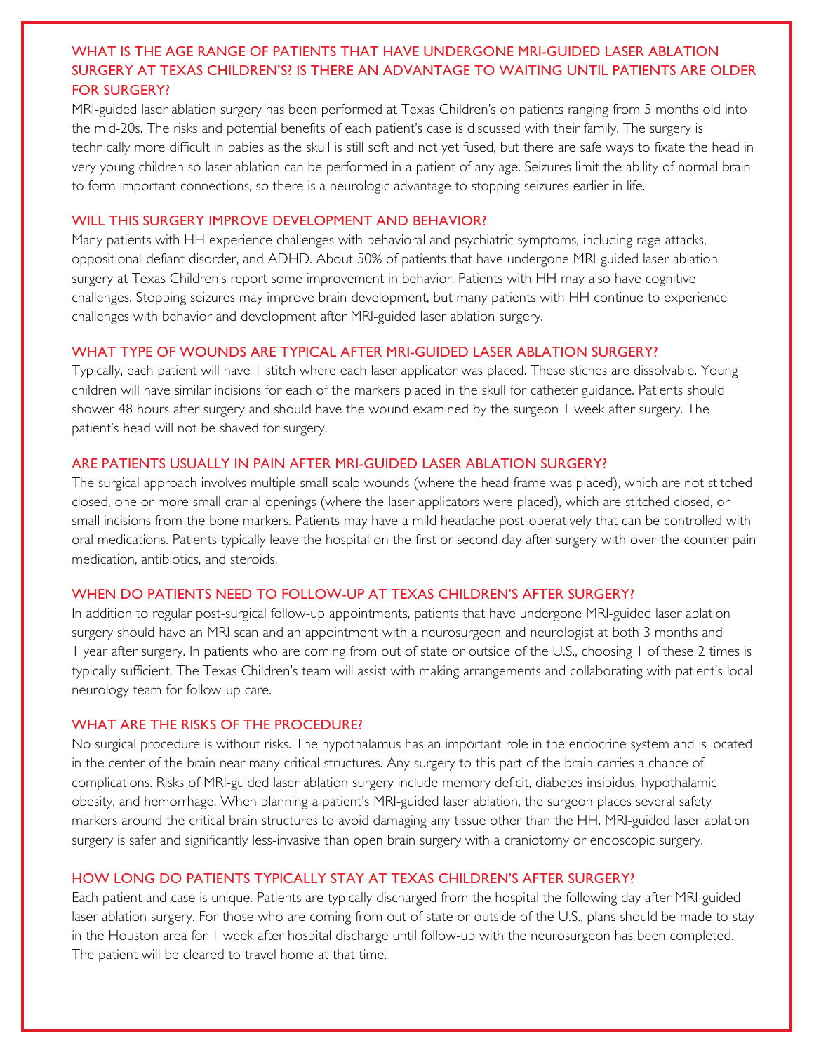## WHAT IS THE AGE RANGE OF PATIENTS THAT HAVE UNDERGONE MRI-GUIDED LASER ABLATION SURGERY AT TEXAS CHILDREN'S? IS THERE AN ADVANTAGE TO WAITING UNTIL PATIENTS ARE OLDER FOR SURGERY?

MRI-guided laser ablation surgery has been performed at Texas Children's on patients ranging from 5 months old into the mid-20s. The risks and potential benefits of each patient's case is discussed with their family. The surgery is technically more difficult in babies as the skull is still soft and not yet fused, but there are safe ways to fixate the head in very young children so laser ablation can be performed in a patient of any age. Seizures limit the ability of normal brain to form important connections, so there is a neurologic advantage to stopping seizures earlier in life.

## WILL THIS SURGERY IMPROVE DEVELOPMENT AND BEHAVIOR?

Many patients with HH experience challenges with behavioral and psychiatric symptoms, including rage attacks, oppositional-defiant disorder, and ADHD. About 50% of patients that have undergone MRI-guided laser ablation surgery at Texas Children's report some improvement in behavior. Patients with HH may also have cognitive challenges. Stopping seizures may improve brain development, but many patients with HH continue to experience challenges with behavior and development after MRI-guided laser ablation surgery.

## WHAT TYPE OF WOUNDS ARE TYPICAL AFTER MRI-GUIDED LASER ABLATION SURGERY?

Typically, each patient will have 1 stitch where each laser applicator was placed. These stiches are dissolvable. Young children will have similar incisions for each of the markers placed in the skull for catheter guidance. Patients should shower 48 hours after surgery and should have the wound examined by the surgeon 1 week after surgery. The patient's head will not be shaved for surgery.

## ARE PATIENTS USUALLY IN PAIN AFTER MRI-GUIDED LASER ABLATION SURGERY?

The surgical approach involves multiple small scalp wounds (where the head frame was placed), which are not stitched closed, one or more small cranial openings (where the laser applicators were placed), which are stitched closed, or small incisions from the bone markers. Patients may have a mild headache post-operatively that can be controlled with oral medications. Patients typically leave the hospital on the first or second day after surgery with over-the-counter pain medication, antibiotics, and steroids.

## WHEN DO PATIENTS NEED TO FOLLOW-UP AT TEXAS CHILDREN'S AFTER SURGERY?

In addition to regular post-surgical follow-up appointments, patients that have undergone MRI-guided laser ablation surgery should have an MRI scan and an appointment with a neurosurgeon and neurologist at both 3 months and 1 year after surgery. In patients who are coming from out of state or outside of the U.S., choosing 1 of these 2 times is typically sufficient. The Texas Children's team will assist with making arrangements and collaborating with patient's local neurology team for follow-up care.

## WHAT ARE THE RISKS OF THE PROCEDURE?

No surgical procedure is without risks. The hypothalamus has an important role in the endocrine system and is located in the center of the brain near many critical structures. Any surgery to this part of the brain carries a chance of complications. Risks of MRI-guided laser ablation surgery include memory deficit, diabetes insipidus, hypothalamic obesity, and hemorrhage. When planning a patient's MRI-guided laser ablation, the surgeon places several safety markers around the critical brain structures to avoid damaging any tissue other than the HH. MRI-guided laser ablation surgery is safer and significantly less-invasive than open brain surgery with a craniotomy or endoscopic surgery.

## HOW LONG DO PATIENTS TYPICALLY STAY AT TEXAS CHILDREN'S AFTER SURGERY?

Each patient and case is unique. Patients are typically discharged from the hospital the following day after MRI-guided laser ablation surgery. For those who are coming from out of state or outside of the U.S., plans should be made to stay in the Houston area for 1 week after hospital discharge until follow-up with the neurosurgeon has been completed. The patient will be cleared to travel home at that time.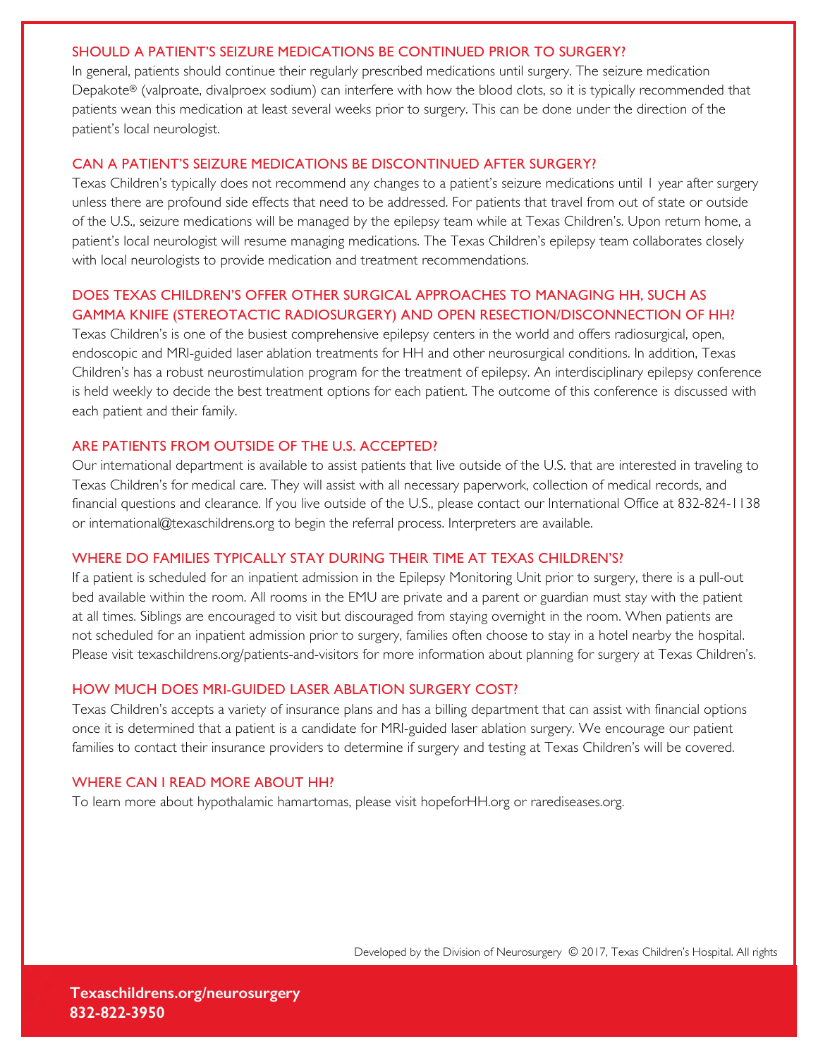## SHOULD A PATIENT'S SEIZURE MEDICATIONS BE CONTINUED PRIOR TO SURGERY?

In general, patients should continue their regularly prescribed medications until surgery. The seizure medication Depakote® (valproate, divalproex sodium) can interfere with how the blood clots, so it is typically recommended that patients wean this medication at least several weeks prior to surgery. This can be done under the direction of the patient's local neurologist.

## CAN A PATIENT'S SEIZURE MEDICATIONS BE DISCONTINUED AFTER SURGERY?

Texas Children's typically does not recommend any changes to a patient's seizure medications until 1 year after surgery unless there are profound side effects that need to be addressed. For patients that travel from out of state or outside of the U.S., seizure medications will be managed by the epilepsy team while at Texas Children's. Upon return home, a patient's local neurologist will resume managing medications. The Texas Children's epilepsy team collaborates closely with local neurologists to provide medication and treatment recommendations.

## DOES TEXAS CHILDREN'S OFFER OTHER SURGICAL APPROACHES TO MANAGING HH, SUCH AS GAMMA KNIFE (STEREOTACTIC RADIOSURGERY) AND OPEN RESECTION/DISCONNECTION OF HH?

Texas Children's is one of the busiest comprehensive epilepsy centers in the world and offers radiosurgical, open, endoscopic and MRI-guided laser ablation treatments for HH and other neurosurgical conditions. In addition, Texas Children's has a robust neurostimulation program for the treatment of epilepsy. An interdisciplinary epilepsy conference is held weekly to decide the best treatment options for each patient. The outcome of this conference is discussed with each patient and their family.

## ARE PATIENTS FROM OUTSIDE OF THE U.S. ACCEPTED?

Our international department is available to assist patients that live outside of the U.S. that are interested in traveling to Texas Children's for medical care. They will assist with all necessary paperwork, collection of medical records, and financial questions and clearance. If you live outside of the U.S., please contact our International Office at 832-824-1138 or international@texaschildrens.org to begin the referral process. Interpreters are available.

## WHERE DO FAMILIES TYPICALLY STAY DURING THEIR TIME AT TEXAS CHILDREN'S?

If a patient is scheduled for an inpatient admission in the Epilepsy Monitoring Unit prior to surgery, there is a pull-out bed available within the room. All rooms in the EMU are private and a parent or guardian must stay with the patient at all times. Siblings are encouraged to visit but discouraged from staying overnight in the room. When patients are not scheduled for an inpatient admission prior to surgery, families often choose to stay in a hotel nearby the hospital. Please visit texaschildrens.org/patients-and-visitors for more information about planning for surgery at Texas Children's.

## HOW MUCH DOES MRI-GUIDED LASER ABLATION SURGERY COST?

Texas Children's accepts a variety of insurance plans and has a billing department that can assist with financial options once it is determined that a patient is a candidate for MRI-guided laser ablation surgery. We encourage our patient families to contact their insurance providers to determine if surgery and testing at Texas Children's will be covered.

## WHERE CAN I READ MORE ABOUT HH?

To learn more about hypothalamic hamartomas, please visit hopeforHH.org or rarediseases.org.

Developed by the Division of Neurosurgery © 2017, Texas Children's Hospital. All rights

**Texaschildrens.org/neurosurgery**
**832-822-3950**